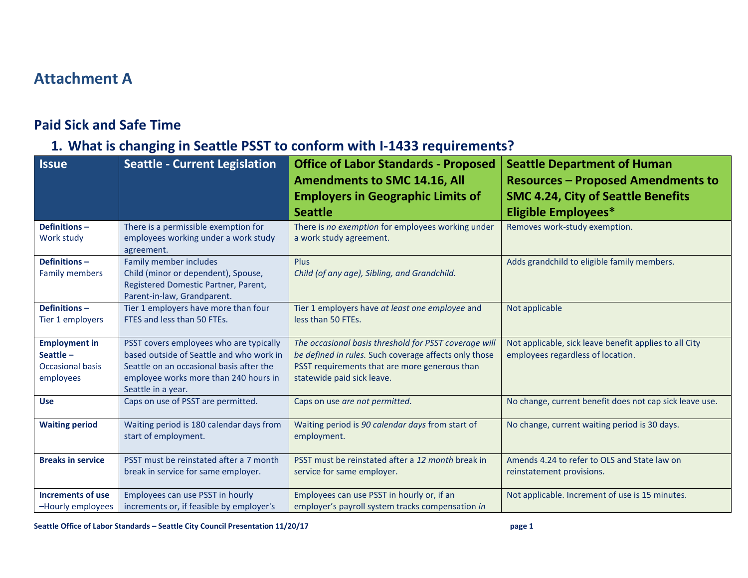# Attachment A

## Paid Sick and Safe Time

### 1. What is changing in Seattle PSST to conform with I-1433 requirements?

| Issue | Seattle - Current Legislation | Office of Labor Standards - Proposed Amendments to SMC 14.16, All Employers in Geographic Limits of Seattle | Seattle Department of Human Resources – Proposed Amendments to SMC 4.24, City of Seattle Benefits Eligible Employees* |
|---|---|---|---|
| **Definitions –** Work study | There is a permissible exemption for employees working under a work study agreement. | There is *no exemption* for employees working under a work study agreement. | Removes work-study exemption. |
| **Definitions –** Family members | Family member includes Child (minor or dependent), Spouse, Registered Domestic Partner, Parent, Parent-in-law, Grandparent. | Plus *Child (of any age), Sibling, and Grandchild.* | Adds grandchild to eligible family members. |
| **Definitions –** Tier 1 employers | Tier 1 employers have more than four FTES and less than 50 FTEs. | Tier 1 employers have *at least one employee* and less than 50 FTEs. | Not applicable |
| **Employment in Seattle –** Occasional basis employees | PSST covers employees who are typically based outside of Seattle and who work in Seattle on an occasional basis after the employee works more than 240 hours in Seattle in a year. | *The occasional basis threshold for PSST coverage will be defined in rules.* Such coverage affects only those PSST requirements that are more generous than statewide paid sick leave. | Not applicable, sick leave benefit applies to all City employees regardless of location. |
| **Use** | Caps on use of PSST are permitted. | Caps on use *are not permitted.* | No change, current benefit does not cap sick leave use. |
| **Waiting period** | Waiting period is 180 calendar days from start of employment. | Waiting period is *90 calendar days* from start of employment. | No change, current waiting period is 30 days. |
| **Breaks in service** | PSST must be reinstated after a 7 month break in service for same employer. | PSST must be reinstated after a *12 month* break in service for same employer. | Amends 4.24 to refer to OLS and State law on reinstatement provisions. |
| **Increments of use –**Hourly employees | Employees can use PSST in hourly increments or, if feasible by employer's | Employees can use PSST in hourly or, if an employer's payroll system tracks compensation *in* | Not applicable. Increment of use is 15 minutes. |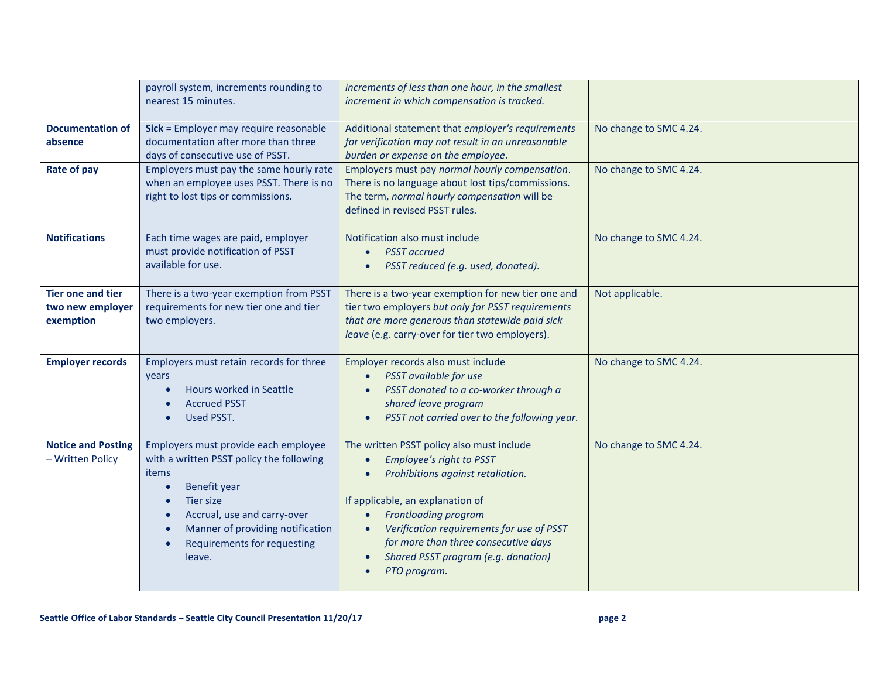| | | | |
|---|---|---|---|
| | payroll system, increments rounding to nearest 15 minutes. | *increments of less than one hour, in the smallest increment in which compensation is tracked.* | |
| **Documentation of absence** | **Sick** = Employer may require reasonable documentation after more than three days of consecutive use of PSST. | Additional statement that *employer's requirements for verification may not result in an unreasonable burden or expense on the employee*. | No change to SMC 4.24. |
| **Rate of pay** | Employers must pay the same hourly rate when an employee uses PSST. There is no right to lost tips or commissions. | Employers must pay *normal hourly compensation*. There is no language about lost tips/commissions. The term, *normal hourly compensation* will be defined in revised PSST rules. | No change to SMC 4.24. |
| **Notifications** | Each time wages are paid, employer must provide notification of PSST available for use. | Notification also must include<br>• *PSST accrued*<br>• *PSST reduced (e.g. used, donated).* | No change to SMC 4.24. |
| **Tier one and tier two new employer exemption** | There is a two-year exemption from PSST requirements for new tier one and tier two employers. | There is a two-year exemption for new tier one and tier two employers *but only for PSST requirements that are more generous than statewide paid sick leave* (e.g. carry-over for tier two employers). | Not applicable. |
| **Employer records** | Employers must retain records for three years<br>• Hours worked in Seattle<br>• Accrued PSST<br>• Used PSST. | Employer records also must include<br>• *PSST available for use*<br>• *PSST donated to a co-worker through a shared leave program*<br>• *PSST not carried over to the following year.* | No change to SMC 4.24. |
| **Notice and Posting** – Written Policy | Employers must provide each employee with a written PSST policy the following items<br>• Benefit year<br>• Tier size<br>• Accrual, use and carry-over<br>• Manner of providing notification<br>• Requirements for requesting leave. | The written PSST policy also must include<br>• *Employee's right to PSST*<br>• *Prohibitions against retaliation.*<br><br>If applicable, an explanation of<br>• *Frontloading program*<br>• *Verification requirements for use of PSST for more than three consecutive days*<br>• *Shared PSST program (e.g. donation)*<br>• *PTO program.* | No change to SMC 4.24. |

**Seattle Office of Labor Standards – Seattle City Council Presentation 11/20/17**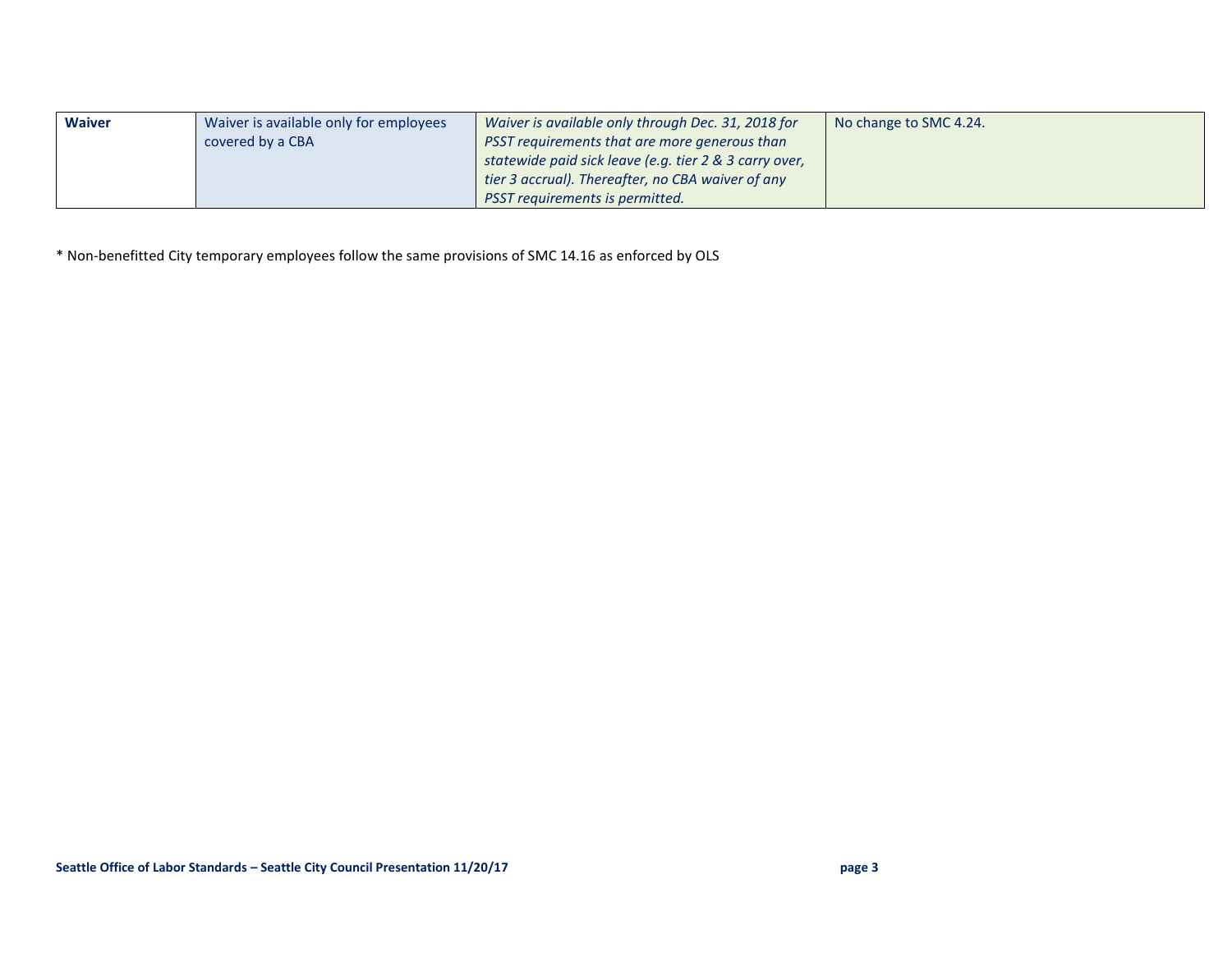| | | | |
|---|---|---|---|
| **Waiver** | Waiver is available only for employees covered by a CBA | *Waiver is available only through Dec. 31, 2018 for PSST requirements that are more generous than statewide paid sick leave (e.g. tier 2 & 3 carry over, tier 3 accrual). Thereafter, no CBA waiver of any PSST requirements is permitted.* | No change to SMC 4.24. |

* Non-benefitted City temporary employees follow the same provisions of SMC 14.16 as enforced by OLS